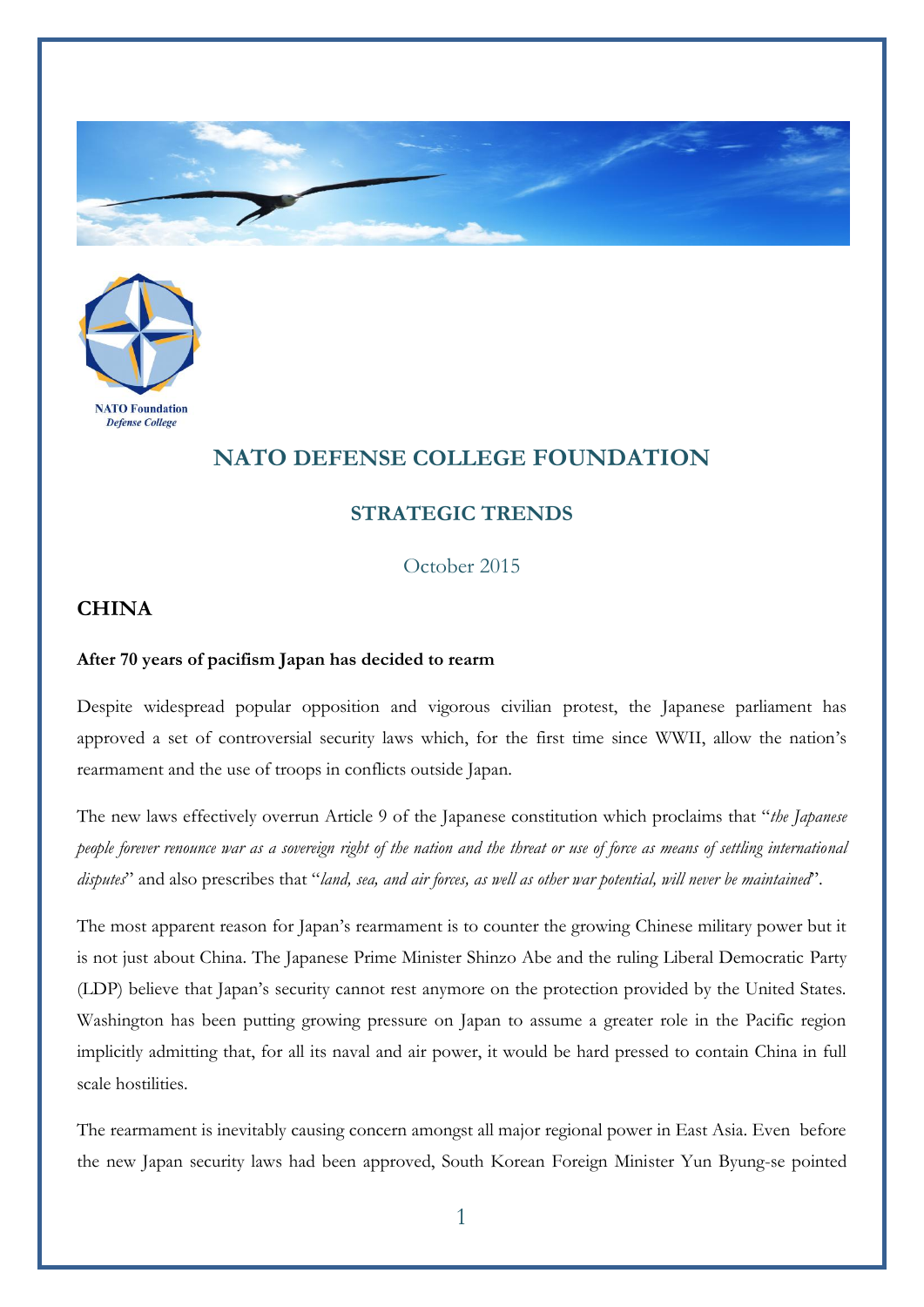NATO Foundation
*Defense College*

# NATO DEFENSE COLLEGE FOUNDATION

## STRATEGIC TRENDS

October 2015

## CHINA

**After 70 years of pacifism Japan has decided to rearm**

Despite widespread popular opposition and vigorous civilian protest, the Japanese parliament has approved a set of controversial security laws which, for the first time since WWII, allow the nation's rearmament and the use of troops in conflicts outside Japan.

The new laws effectively overrun Article 9 of the Japanese constitution which proclaims that "*the Japanese people forever renounce war as a sovereign right of the nation and the threat or use of force as means of settling international disputes*" and also prescribes that "*land, sea, and air forces, as well as other war potential, will never be maintained*".

The most apparent reason for Japan's rearmament is to counter the growing Chinese military power but it is not just about China. The Japanese Prime Minister Shinzo Abe and the ruling Liberal Democratic Party (LDP) believe that Japan's security cannot rest anymore on the protection provided by the United States. Washington has been putting growing pressure on Japan to assume a greater role in the Pacific region implicitly admitting that, for all its naval and air power, it would be hard pressed to contain China in full scale hostilities.

The rearmament is inevitably causing concern amongst all major regional power in East Asia. Even before the new Japan security laws had been approved, South Korean Foreign Minister Yun Byung-se pointed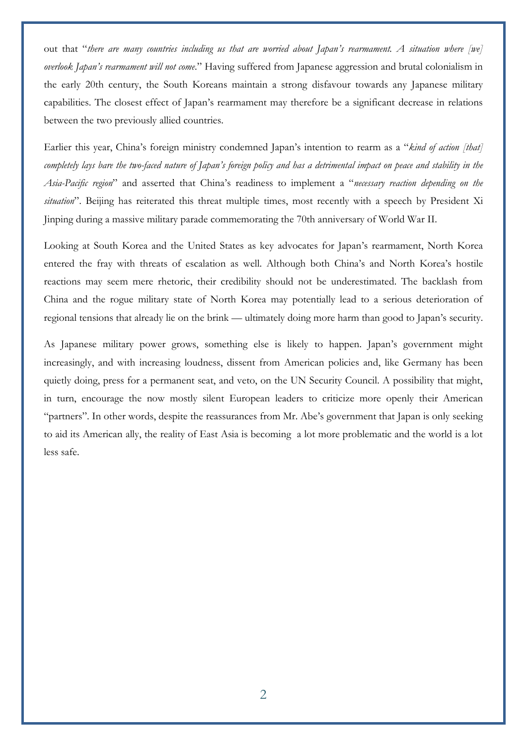out that "*there are many countries including us that are worried about Japan's rearmament. A situation where [we] overlook Japan's rearmament will not come*." Having suffered from Japanese aggression and brutal colonialism in the early 20th century, the South Koreans maintain a strong disfavour towards any Japanese military capabilities. The closest effect of Japan's rearmament may therefore be a significant decrease in relations between the two previously allied countries.

Earlier this year, China's foreign ministry condemned Japan's intention to rearm as a "*kind of action [that] completely lays bare the two-faced nature of Japan's foreign policy and has a detrimental impact on peace and stability in the Asia-Pacific region*" and asserted that China's readiness to implement a "*necessary reaction depending on the situation*". Beijing has reiterated this threat multiple times, most recently with a speech by President Xi Jinping during a massive military parade commemorating the 70th anniversary of World War II.

Looking at South Korea and the United States as key advocates for Japan's rearmament, North Korea entered the fray with threats of escalation as well. Although both China's and North Korea's hostile reactions may seem mere rhetoric, their credibility should not be underestimated. The backlash from China and the rogue military state of North Korea may potentially lead to a serious deterioration of regional tensions that already lie on the brink — ultimately doing more harm than good to Japan's security.

As Japanese military power grows, something else is likely to happen. Japan's government might increasingly, and with increasing loudness, dissent from American policies and, like Germany has been quietly doing, press for a permanent seat, and veto, on the UN Security Council. A possibility that might, in turn, encourage the now mostly silent European leaders to criticize more openly their American "partners". In other words, despite the reassurances from Mr. Abe's government that Japan is only seeking to aid its American ally, the reality of East Asia is becoming a lot more problematic and the world is a lot less safe.